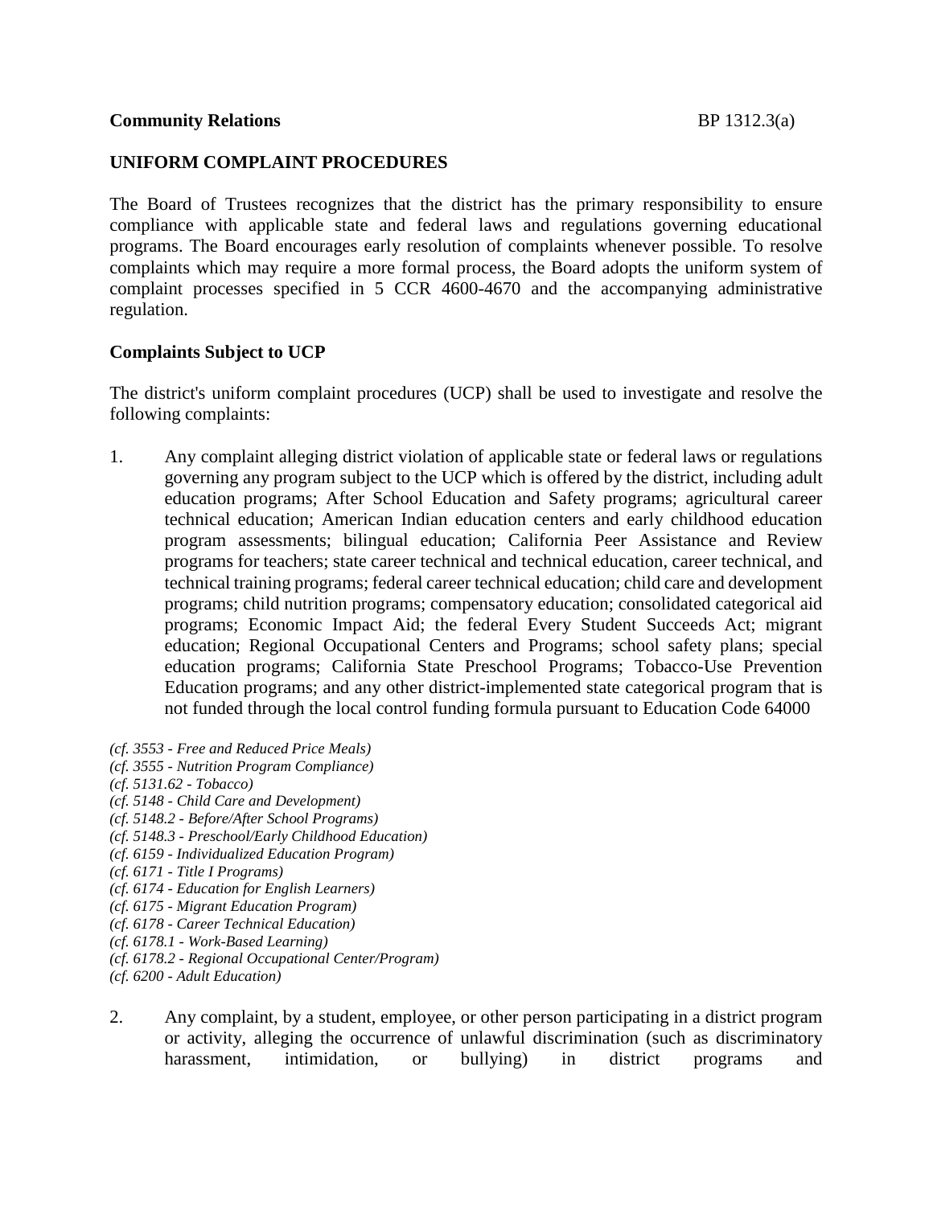**Community Relations** BP 1312.3(a)

## UNIFORM COMPLAINT PROCEDURES

The Board of Trustees recognizes that the district has the primary responsibility to ensure compliance with applicable state and federal laws and regulations governing educational programs. The Board encourages early resolution of complaints whenever possible. To resolve complaints which may require a more formal process, the Board adopts the uniform system of complaint processes specified in 5 CCR 4600-4670 and the accompanying administrative regulation.

### Complaints Subject to UCP

The district's uniform complaint procedures (UCP) shall be used to investigate and resolve the following complaints:

1. Any complaint alleging district violation of applicable state or federal laws or regulations governing any program subject to the UCP which is offered by the district, including adult education programs; After School Education and Safety programs; agricultural career technical education; American Indian education centers and early childhood education program assessments; bilingual education; California Peer Assistance and Review programs for teachers; state career technical and technical education, career technical, and technical training programs; federal career technical education; child care and development programs; child nutrition programs; compensatory education; consolidated categorical aid programs; Economic Impact Aid; the federal Every Student Succeeds Act; migrant education; Regional Occupational Centers and Programs; school safety plans; special education programs; California State Preschool Programs; Tobacco-Use Prevention Education programs; and any other district-implemented state categorical program that is not funded through the local control funding formula pursuant to Education Code 64000

*(cf. 3553 - Free and Reduced Price Meals)*
*(cf. 3555 - Nutrition Program Compliance)*
*(cf. 5131.62 - Tobacco)*
*(cf. 5148 - Child Care and Development)*
*(cf. 5148.2 - Before/After School Programs)*
*(cf. 5148.3 - Preschool/Early Childhood Education)*
*(cf. 6159 - Individualized Education Program)*
*(cf. 6171 - Title I Programs)*
*(cf. 6174 - Education for English Learners)*
*(cf. 6175 - Migrant Education Program)*
*(cf. 6178 - Career Technical Education)*
*(cf. 6178.1 - Work-Based Learning)*
*(cf. 6178.2 - Regional Occupational Center/Program)*
*(cf. 6200 - Adult Education)*

2. Any complaint, by a student, employee, or other person participating in a district program or activity, alleging the occurrence of unlawful discrimination (such as discriminatory harassment, intimidation, or bullying) in district programs and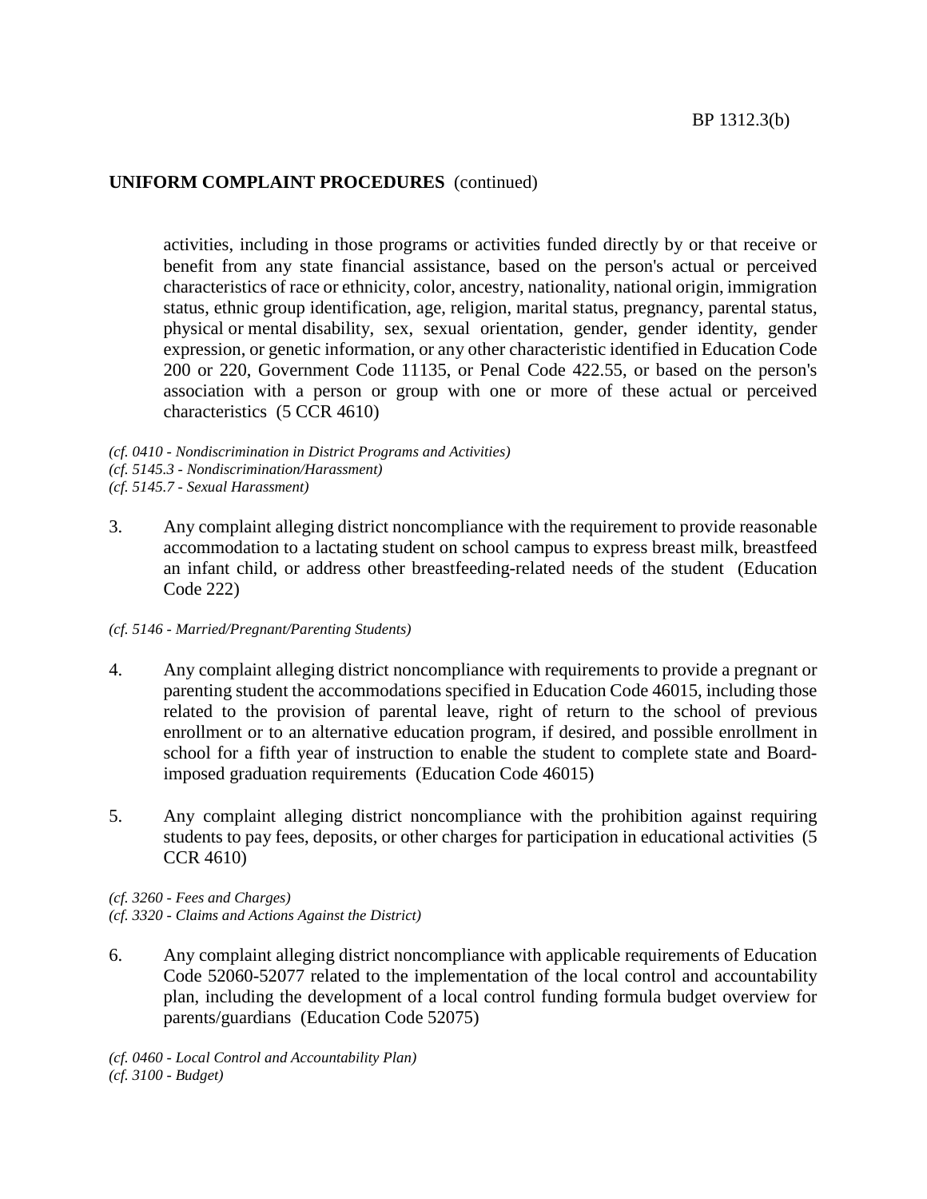**UNIFORM COMPLAINT PROCEDURES** (continued)

activities, including in those programs or activities funded directly by or that receive or benefit from any state financial assistance, based on the person's actual or perceived characteristics of race or ethnicity, color, ancestry, nationality, national origin, immigration status, ethnic group identification, age, religion, marital status, pregnancy, parental status, physical or mental disability, sex, sexual orientation, gender, gender identity, gender expression, or genetic information, or any other characteristic identified in Education Code 200 or 220, Government Code 11135, or Penal Code 422.55, or based on the person's association with a person or group with one or more of these actual or perceived characteristics (5 CCR 4610)

*(cf. 0410 - Nondiscrimination in District Programs and Activities)*
*(cf. 5145.3 - Nondiscrimination/Harassment)*
*(cf. 5145.7 - Sexual Harassment)*

3. Any complaint alleging district noncompliance with the requirement to provide reasonable accommodation to a lactating student on school campus to express breast milk, breastfeed an infant child, or address other breastfeeding-related needs of the student (Education Code 222)

*(cf. 5146 - Married/Pregnant/Parenting Students)*

4. Any complaint alleging district noncompliance with requirements to provide a pregnant or parenting student the accommodations specified in Education Code 46015, including those related to the provision of parental leave, right of return to the school of previous enrollment or to an alternative education program, if desired, and possible enrollment in school for a fifth year of instruction to enable the student to complete state and Board-imposed graduation requirements (Education Code 46015)

5. Any complaint alleging district noncompliance with the prohibition against requiring students to pay fees, deposits, or other charges for participation in educational activities (5 CCR 4610)

*(cf. 3260 - Fees and Charges)*
*(cf. 3320 - Claims and Actions Against the District)*

6. Any complaint alleging district noncompliance with applicable requirements of Education Code 52060-52077 related to the implementation of the local control and accountability plan, including the development of a local control funding formula budget overview for parents/guardians (Education Code 52075)

*(cf. 0460 - Local Control and Accountability Plan)*
*(cf. 3100 - Budget)*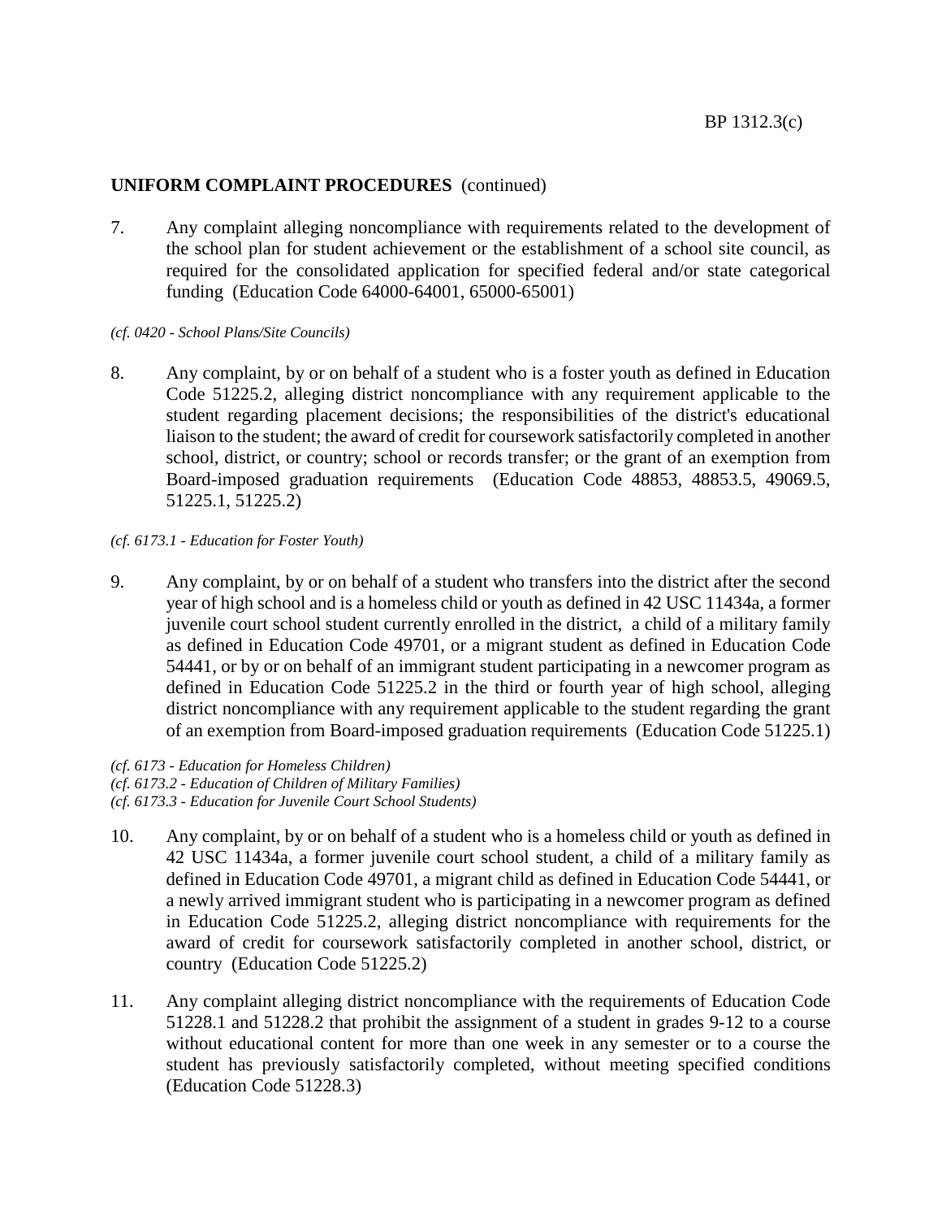**UNIFORM COMPLAINT PROCEDURES** (continued)

7. Any complaint alleging noncompliance with requirements related to the development of the school plan for student achievement or the establishment of a school site council, as required for the consolidated application for specified federal and/or state categorical funding (Education Code 64000-64001, 65000-65001)

*(cf. 0420 - School Plans/Site Councils)*

8. Any complaint, by or on behalf of a student who is a foster youth as defined in Education Code 51225.2, alleging district noncompliance with any requirement applicable to the student regarding placement decisions; the responsibilities of the district's educational liaison to the student; the award of credit for coursework satisfactorily completed in another school, district, or country; school or records transfer; or the grant of an exemption from Board-imposed graduation requirements (Education Code 48853, 48853.5, 49069.5, 51225.1, 51225.2)

*(cf. 6173.1 - Education for Foster Youth)*

9. Any complaint, by or on behalf of a student who transfers into the district after the second year of high school and is a homeless child or youth as defined in 42 USC 11434a, a former juvenile court school student currently enrolled in the district, a child of a military family as defined in Education Code 49701, or a migrant student as defined in Education Code 54441, or by or on behalf of an immigrant student participating in a newcomer program as defined in Education Code 51225.2 in the third or fourth year of high school, alleging district noncompliance with any requirement applicable to the student regarding the grant of an exemption from Board-imposed graduation requirements (Education Code 51225.1)

*(cf. 6173 - Education for Homeless Children)*
*(cf. 6173.2 - Education of Children of Military Families)*
*(cf. 6173.3 - Education for Juvenile Court School Students)*

10. Any complaint, by or on behalf of a student who is a homeless child or youth as defined in 42 USC 11434a, a former juvenile court school student, a child of a military family as defined in Education Code 49701, a migrant child as defined in Education Code 54441, or a newly arrived immigrant student who is participating in a newcomer program as defined in Education Code 51225.2, alleging district noncompliance with requirements for the award of credit for coursework satisfactorily completed in another school, district, or country (Education Code 51225.2)

11. Any complaint alleging district noncompliance with the requirements of Education Code 51228.1 and 51228.2 that prohibit the assignment of a student in grades 9-12 to a course without educational content for more than one week in any semester or to a course the student has previously satisfactorily completed, without meeting specified conditions (Education Code 51228.3)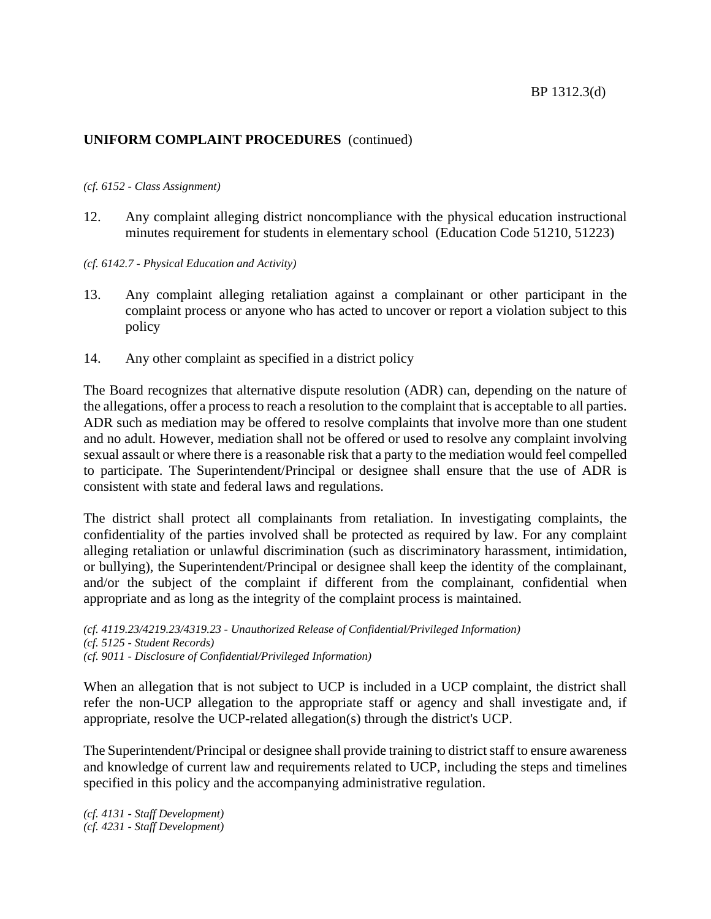**UNIFORM COMPLAINT PROCEDURES** (continued)

*(cf. 6152 - Class Assignment)*

12. Any complaint alleging district noncompliance with the physical education instructional minutes requirement for students in elementary school (Education Code 51210, 51223)

*(cf. 6142.7 - Physical Education and Activity)*

13. Any complaint alleging retaliation against a complainant or other participant in the complaint process or anyone who has acted to uncover or report a violation subject to this policy

14. Any other complaint as specified in a district policy

The Board recognizes that alternative dispute resolution (ADR) can, depending on the nature of the allegations, offer a process to reach a resolution to the complaint that is acceptable to all parties. ADR such as mediation may be offered to resolve complaints that involve more than one student and no adult. However, mediation shall not be offered or used to resolve any complaint involving sexual assault or where there is a reasonable risk that a party to the mediation would feel compelled to participate. The Superintendent/Principal or designee shall ensure that the use of ADR is consistent with state and federal laws and regulations.

The district shall protect all complainants from retaliation. In investigating complaints, the confidentiality of the parties involved shall be protected as required by law. For any complaint alleging retaliation or unlawful discrimination (such as discriminatory harassment, intimidation, or bullying), the Superintendent/Principal or designee shall keep the identity of the complainant, and/or the subject of the complaint if different from the complainant, confidential when appropriate and as long as the integrity of the complaint process is maintained.

*(cf. 4119.23/4219.23/4319.23 - Unauthorized Release of Confidential/Privileged Information)*
*(cf. 5125 - Student Records)*
*(cf. 9011 - Disclosure of Confidential/Privileged Information)*

When an allegation that is not subject to UCP is included in a UCP complaint, the district shall refer the non-UCP allegation to the appropriate staff or agency and shall investigate and, if appropriate, resolve the UCP-related allegation(s) through the district's UCP.

The Superintendent/Principal or designee shall provide training to district staff to ensure awareness and knowledge of current law and requirements related to UCP, including the steps and timelines specified in this policy and the accompanying administrative regulation.

*(cf. 4131 - Staff Development)*
*(cf. 4231 - Staff Development)*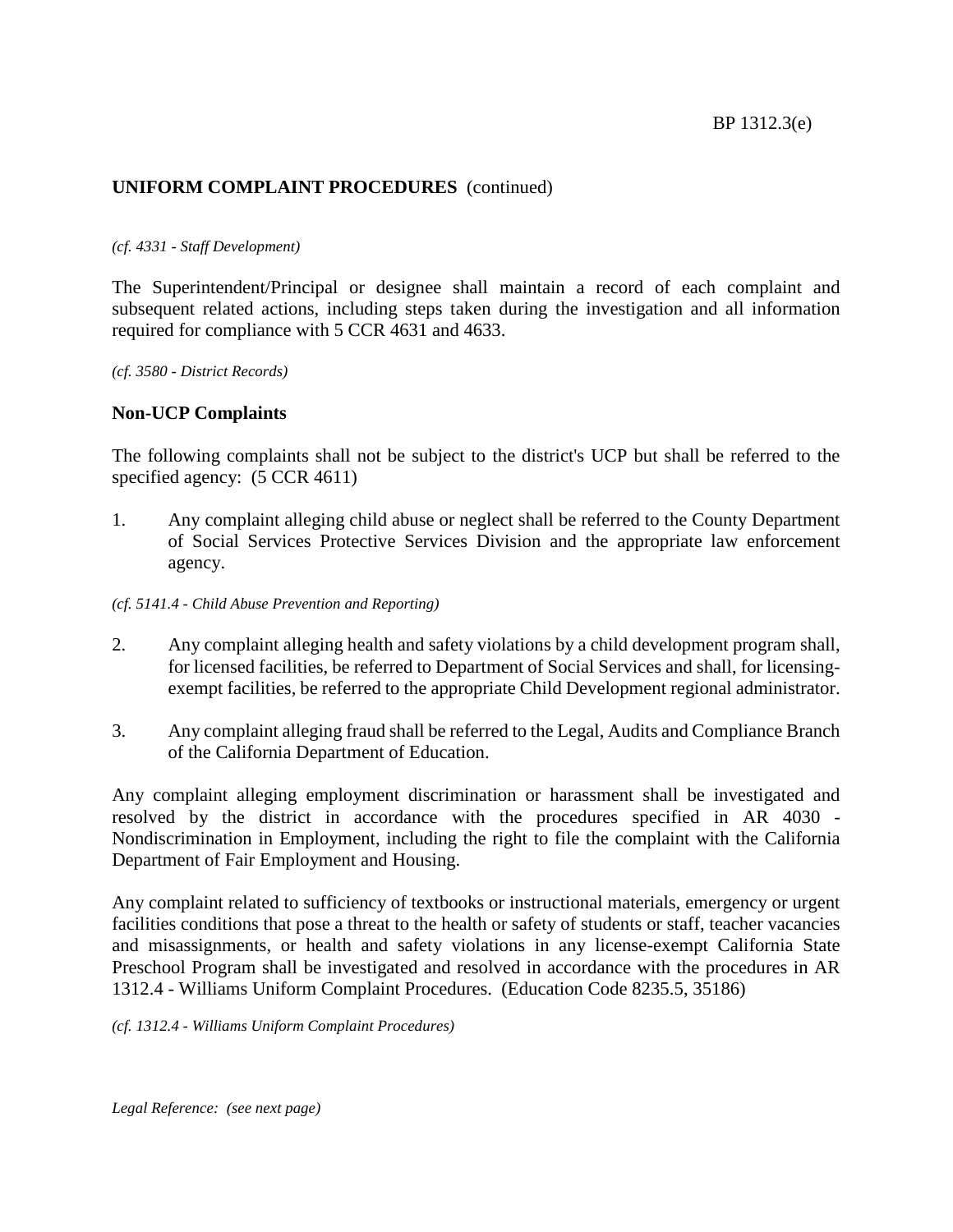## UNIFORM COMPLAINT PROCEDURES (continued)

*(cf. 4331 - Staff Development)*

The Superintendent/Principal or designee shall maintain a record of each complaint and subsequent related actions, including steps taken during the investigation and all information required for compliance with 5 CCR 4631 and 4633.

*(cf. 3580 - District Records)*

### Non-UCP Complaints

The following complaints shall not be subject to the district's UCP but shall be referred to the specified agency: (5 CCR 4611)

1. Any complaint alleging child abuse or neglect shall be referred to the County Department of Social Services Protective Services Division and the appropriate law enforcement agency.

*(cf. 5141.4 - Child Abuse Prevention and Reporting)*

2. Any complaint alleging health and safety violations by a child development program shall, for licensed facilities, be referred to Department of Social Services and shall, for licensing-exempt facilities, be referred to the appropriate Child Development regional administrator.

3. Any complaint alleging fraud shall be referred to the Legal, Audits and Compliance Branch of the California Department of Education.

Any complaint alleging employment discrimination or harassment shall be investigated and resolved by the district in accordance with the procedures specified in AR 4030 - Nondiscrimination in Employment, including the right to file the complaint with the California Department of Fair Employment and Housing.

Any complaint related to sufficiency of textbooks or instructional materials, emergency or urgent facilities conditions that pose a threat to the health or safety of students or staff, teacher vacancies and misassignments, or health and safety violations in any license-exempt California State Preschool Program shall be investigated and resolved in accordance with the procedures in AR 1312.4 - Williams Uniform Complaint Procedures. (Education Code 8235.5, 35186)

*(cf. 1312.4 - Williams Uniform Complaint Procedures)*

*Legal Reference: (see next page)*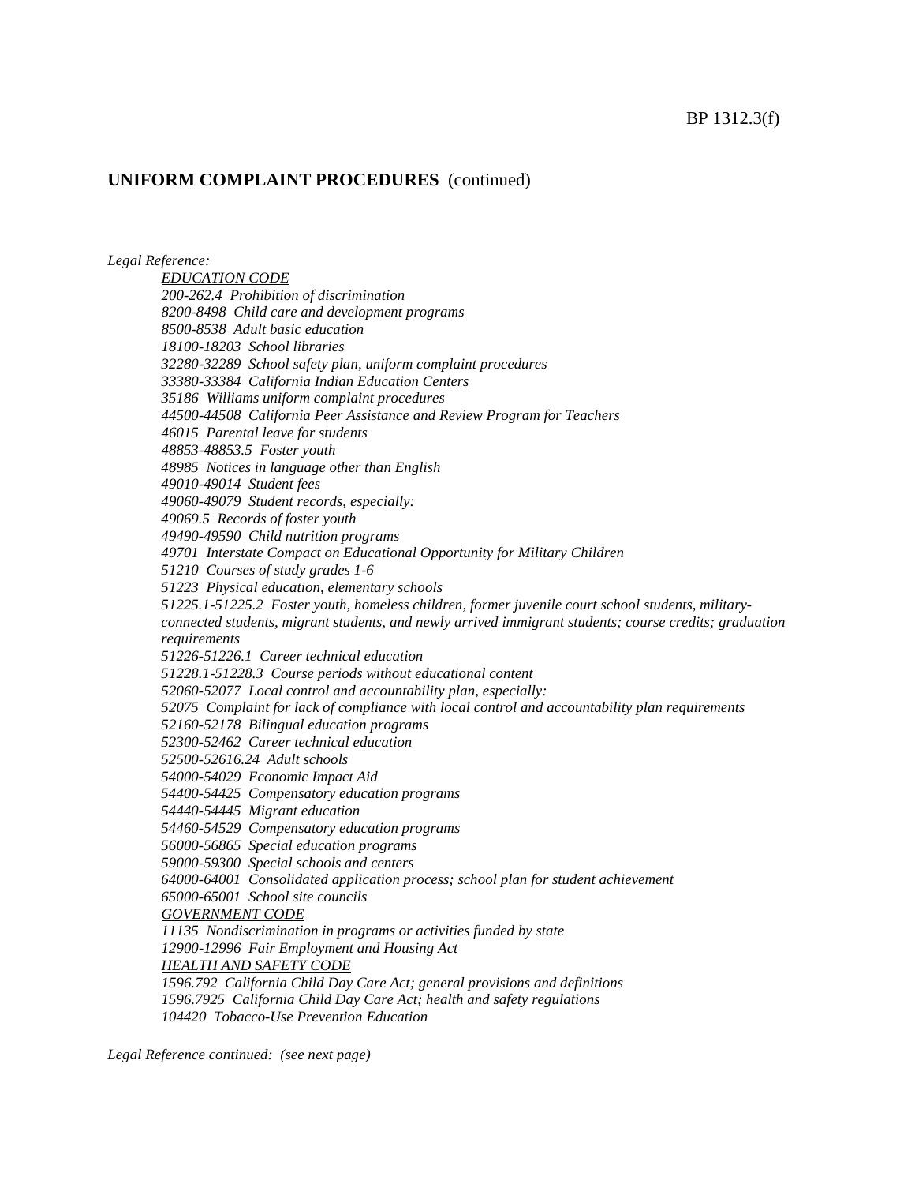## UNIFORM COMPLAINT PROCEDURES (continued)

*Legal Reference:*

*EDUCATION CODE*

*200-262.4 Prohibition of discrimination*
*8200-8498 Child care and development programs*
*8500-8538 Adult basic education*
*18100-18203 School libraries*
*32280-32289 School safety plan, uniform complaint procedures*
*33380-33384 California Indian Education Centers*
*35186 Williams uniform complaint procedures*
*44500-44508 California Peer Assistance and Review Program for Teachers*
*46015 Parental leave for students*
*48853-48853.5 Foster youth*
*48985 Notices in language other than English*
*49010-49014 Student fees*
*49060-49079 Student records, especially:*
*49069.5 Records of foster youth*
*49490-49590 Child nutrition programs*
*49701 Interstate Compact on Educational Opportunity for Military Children*
*51210 Courses of study grades 1-6*
*51223 Physical education, elementary schools*
*51225.1-51225.2 Foster youth, homeless children, former juvenile court school students, military-connected students, migrant students, and newly arrived immigrant students; course credits; graduation requirements*
*51226-51226.1 Career technical education*
*51228.1-51228.3 Course periods without educational content*
*52060-52077 Local control and accountability plan, especially:*
*52075 Complaint for lack of compliance with local control and accountability plan requirements*
*52160-52178 Bilingual education programs*
*52300-52462 Career technical education*
*52500-52616.24 Adult schools*
*54000-54029 Economic Impact Aid*
*54400-54425 Compensatory education programs*
*54440-54445 Migrant education*
*54460-54529 Compensatory education programs*
*56000-56865 Special education programs*
*59000-59300 Special schools and centers*
*64000-64001 Consolidated application process; school plan for student achievement*
*65000-65001 School site councils*

*GOVERNMENT CODE*

*11135 Nondiscrimination in programs or activities funded by state*
*12900-12996 Fair Employment and Housing Act*

*HEALTH AND SAFETY CODE*

*1596.792 California Child Day Care Act; general provisions and definitions*
*1596.7925 California Child Day Care Act; health and safety regulations*
*104420 Tobacco-Use Prevention Education*

*Legal Reference continued: (see next page)*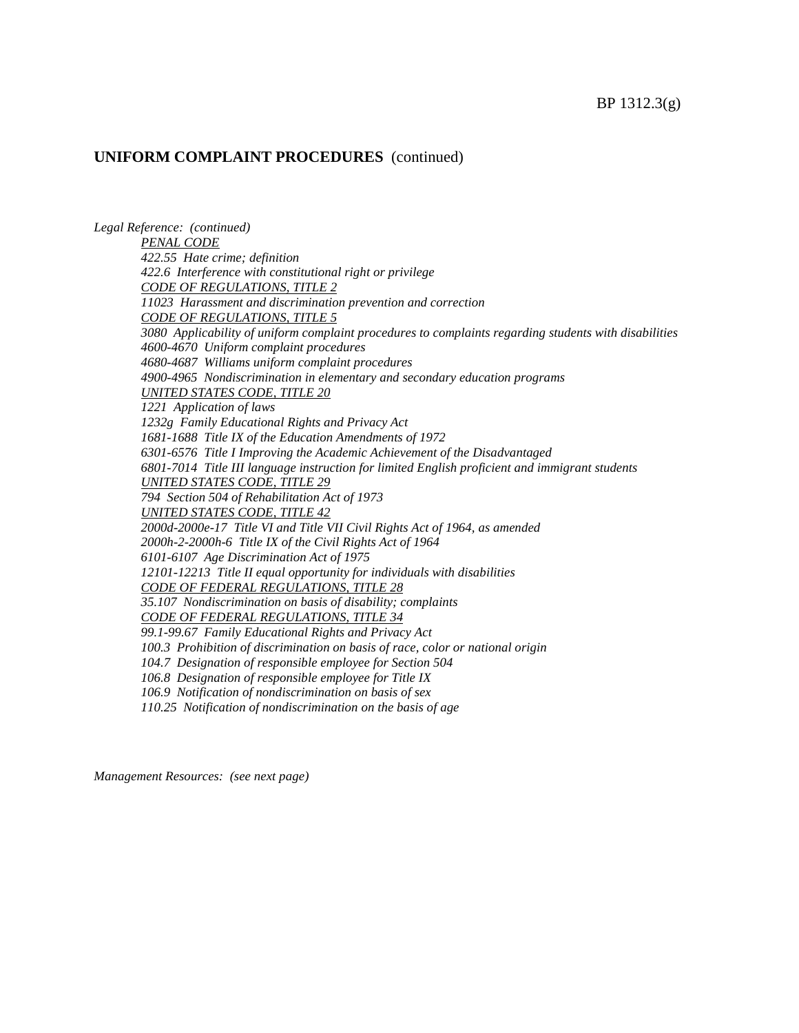## UNIFORM COMPLAINT PROCEDURES (continued)

*Legal Reference: (continued)*

*PENAL CODE*
*422.55 Hate crime; definition*
*422.6 Interference with constitutional right or privilege*
*CODE OF REGULATIONS, TITLE 2*
*11023 Harassment and discrimination prevention and correction*
*CODE OF REGULATIONS, TITLE 5*
*3080 Applicability of uniform complaint procedures to complaints regarding students with disabilities*
*4600-4670 Uniform complaint procedures*
*4680-4687 Williams uniform complaint procedures*
*4900-4965 Nondiscrimination in elementary and secondary education programs*
*UNITED STATES CODE, TITLE 20*
*1221 Application of laws*
*1232g Family Educational Rights and Privacy Act*
*1681-1688 Title IX of the Education Amendments of 1972*
*6301-6576 Title I Improving the Academic Achievement of the Disadvantaged*
*6801-7014 Title III language instruction for limited English proficient and immigrant students*
*UNITED STATES CODE, TITLE 29*
*794 Section 504 of Rehabilitation Act of 1973*
*UNITED STATES CODE, TITLE 42*
*2000d-2000e-17 Title VI and Title VII Civil Rights Act of 1964, as amended*
*2000h-2-2000h-6 Title IX of the Civil Rights Act of 1964*
*6101-6107 Age Discrimination Act of 1975*
*12101-12213 Title II equal opportunity for individuals with disabilities*
*CODE OF FEDERAL REGULATIONS, TITLE 28*
*35.107 Nondiscrimination on basis of disability; complaints*
*CODE OF FEDERAL REGULATIONS, TITLE 34*
*99.1-99.67 Family Educational Rights and Privacy Act*
*100.3 Prohibition of discrimination on basis of race, color or national origin*
*104.7 Designation of responsible employee for Section 504*
*106.8 Designation of responsible employee for Title IX*
*106.9 Notification of nondiscrimination on basis of sex*
*110.25 Notification of nondiscrimination on the basis of age*

*Management Resources: (see next page)*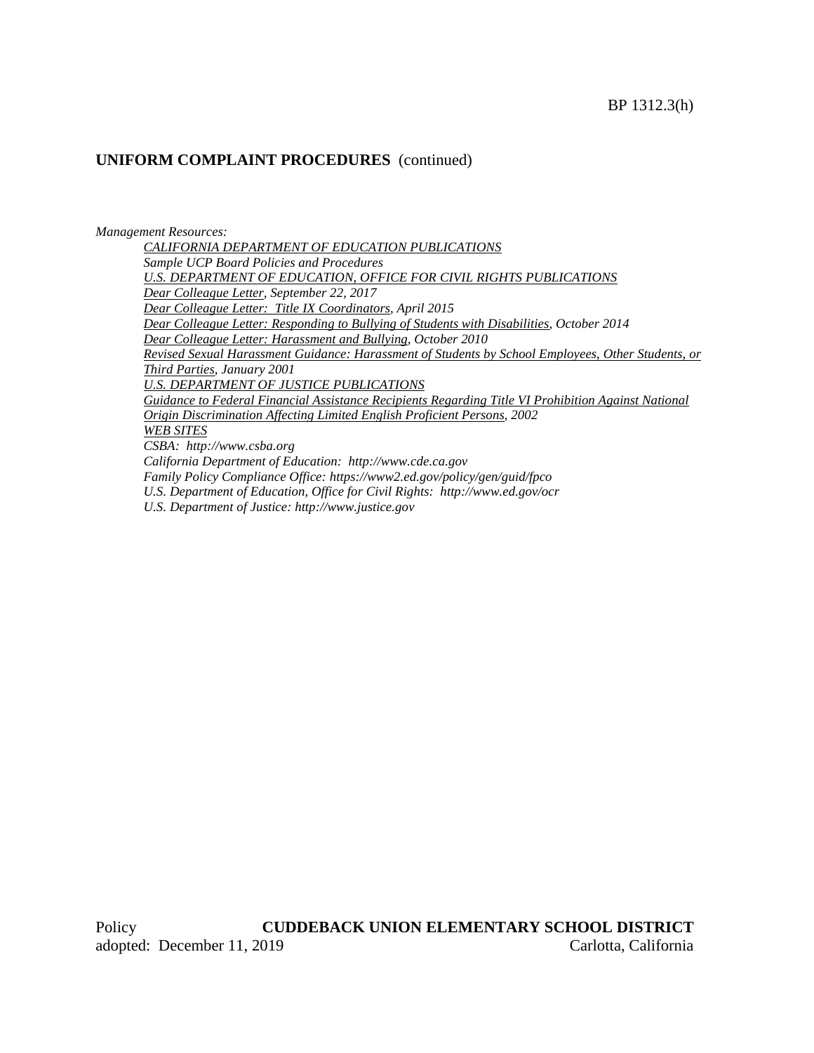## UNIFORM COMPLAINT PROCEDURES (continued)

*Management Resources:*

*CALIFORNIA DEPARTMENT OF EDUCATION PUBLICATIONS*

*Sample UCP Board Policies and Procedures*

*U.S. DEPARTMENT OF EDUCATION, OFFICE FOR CIVIL RIGHTS PUBLICATIONS*

*Dear Colleague Letter, September 22, 2017*

*Dear Colleague Letter: Title IX Coordinators, April 2015*

*Dear Colleague Letter: Responding to Bullying of Students with Disabilities, October 2014*

*Dear Colleague Letter: Harassment and Bullying, October 2010*

*Revised Sexual Harassment Guidance: Harassment of Students by School Employees, Other Students, or Third Parties, January 2001*

*U.S. DEPARTMENT OF JUSTICE PUBLICATIONS*

*Guidance to Federal Financial Assistance Recipients Regarding Title VI Prohibition Against National Origin Discrimination Affecting Limited English Proficient Persons, 2002*

*WEB SITES*

*CSBA: http://www.csba.org*

*California Department of Education: http://www.cde.ca.gov*

*Family Policy Compliance Office: https://www2.ed.gov/policy/gen/guid/fpco*

*U.S. Department of Education, Office for Civil Rights: http://www.ed.gov/ocr*

*U.S. Department of Justice: http://www.justice.gov*

Policy adopted: December 11, 2019

**CUDDEBACK UNION ELEMENTARY SCHOOL DISTRICT**
Carlotta, California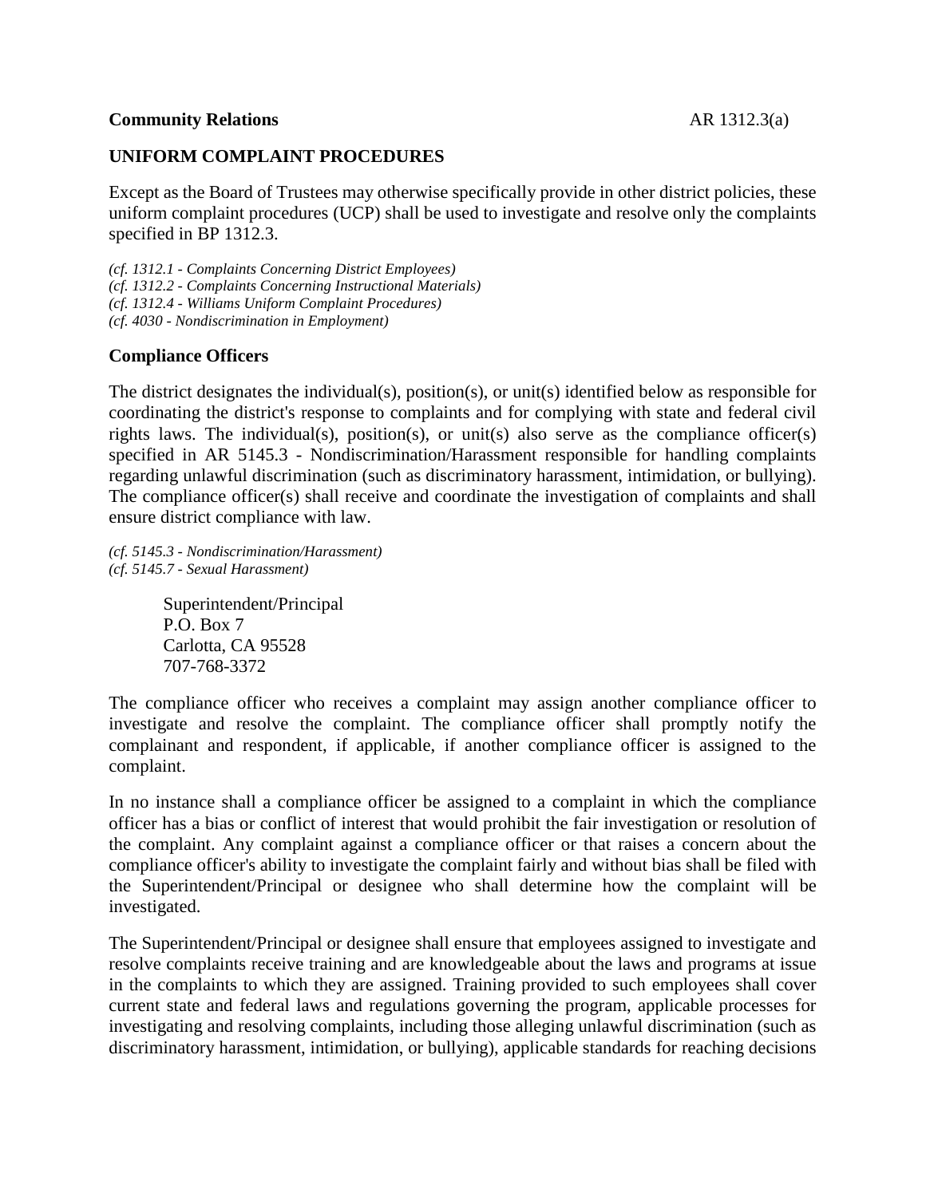**Community Relations** AR 1312.3(a)

## UNIFORM COMPLAINT PROCEDURES

Except as the Board of Trustees may otherwise specifically provide in other district policies, these uniform complaint procedures (UCP) shall be used to investigate and resolve only the complaints specified in BP 1312.3.

*(cf. 1312.1 - Complaints Concerning District Employees)*
*(cf. 1312.2 - Complaints Concerning Instructional Materials)*
*(cf. 1312.4 - Williams Uniform Complaint Procedures)*
*(cf. 4030 - Nondiscrimination in Employment)*

### Compliance Officers

The district designates the individual(s), position(s), or unit(s) identified below as responsible for coordinating the district's response to complaints and for complying with state and federal civil rights laws. The individual(s), position(s), or unit(s) also serve as the compliance officer(s) specified in AR 5145.3 - Nondiscrimination/Harassment responsible for handling complaints regarding unlawful discrimination (such as discriminatory harassment, intimidation, or bullying). The compliance officer(s) shall receive and coordinate the investigation of complaints and shall ensure district compliance with law.

*(cf. 5145.3 - Nondiscrimination/Harassment)*
*(cf. 5145.7 - Sexual Harassment)*

Superintendent/Principal
P.O. Box 7
Carlotta, CA 95528
707-768-3372

The compliance officer who receives a complaint may assign another compliance officer to investigate and resolve the complaint. The compliance officer shall promptly notify the complainant and respondent, if applicable, if another compliance officer is assigned to the complaint.

In no instance shall a compliance officer be assigned to a complaint in which the compliance officer has a bias or conflict of interest that would prohibit the fair investigation or resolution of the complaint. Any complaint against a compliance officer or that raises a concern about the compliance officer's ability to investigate the complaint fairly and without bias shall be filed with the Superintendent/Principal or designee who shall determine how the complaint will be investigated.

The Superintendent/Principal or designee shall ensure that employees assigned to investigate and resolve complaints receive training and are knowledgeable about the laws and programs at issue in the complaints to which they are assigned. Training provided to such employees shall cover current state and federal laws and regulations governing the program, applicable processes for investigating and resolving complaints, including those alleging unlawful discrimination (such as discriminatory harassment, intimidation, or bullying), applicable standards for reaching decisions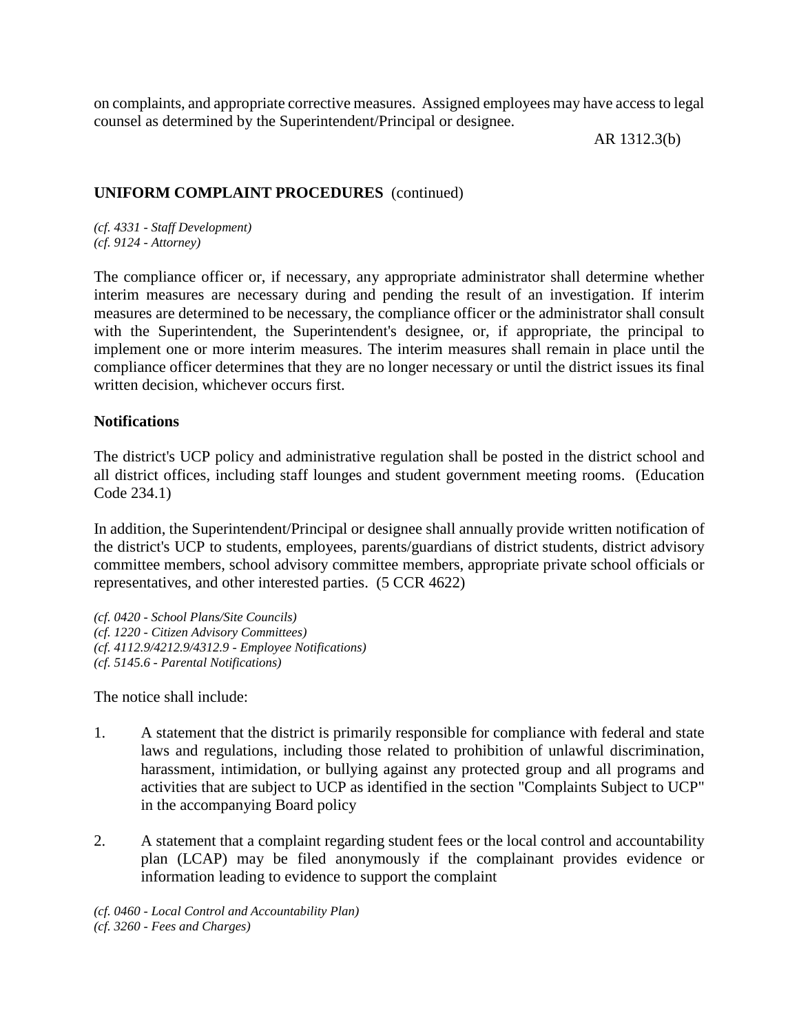on complaints, and appropriate corrective measures. Assigned employees may have access to legal counsel as determined by the Superintendent/Principal or designee.

AR 1312.3(b)

**UNIFORM COMPLAINT PROCEDURES** (continued)

*(cf. 4331 - Staff Development)*
*(cf. 9124 - Attorney)*

The compliance officer or, if necessary, any appropriate administrator shall determine whether interim measures are necessary during and pending the result of an investigation. If interim measures are determined to be necessary, the compliance officer or the administrator shall consult with the Superintendent, the Superintendent's designee, or, if appropriate, the principal to implement one or more interim measures. The interim measures shall remain in place until the compliance officer determines that they are no longer necessary or until the district issues its final written decision, whichever occurs first.

**Notifications**

The district's UCP policy and administrative regulation shall be posted in the district school and all district offices, including staff lounges and student government meeting rooms. (Education Code 234.1)

In addition, the Superintendent/Principal or designee shall annually provide written notification of the district's UCP to students, employees, parents/guardians of district students, district advisory committee members, school advisory committee members, appropriate private school officials or representatives, and other interested parties. (5 CCR 4622)

*(cf. 0420 - School Plans/Site Councils)*
*(cf. 1220 - Citizen Advisory Committees)*
*(cf. 4112.9/4212.9/4312.9 - Employee Notifications)*
*(cf. 5145.6 - Parental Notifications)*

The notice shall include:

1. A statement that the district is primarily responsible for compliance with federal and state laws and regulations, including those related to prohibition of unlawful discrimination, harassment, intimidation, or bullying against any protected group and all programs and activities that are subject to UCP as identified in the section "Complaints Subject to UCP" in the accompanying Board policy

2. A statement that a complaint regarding student fees or the local control and accountability plan (LCAP) may be filed anonymously if the complainant provides evidence or information leading to evidence to support the complaint

*(cf. 0460 - Local Control and Accountability Plan)*
*(cf. 3260 - Fees and Charges)*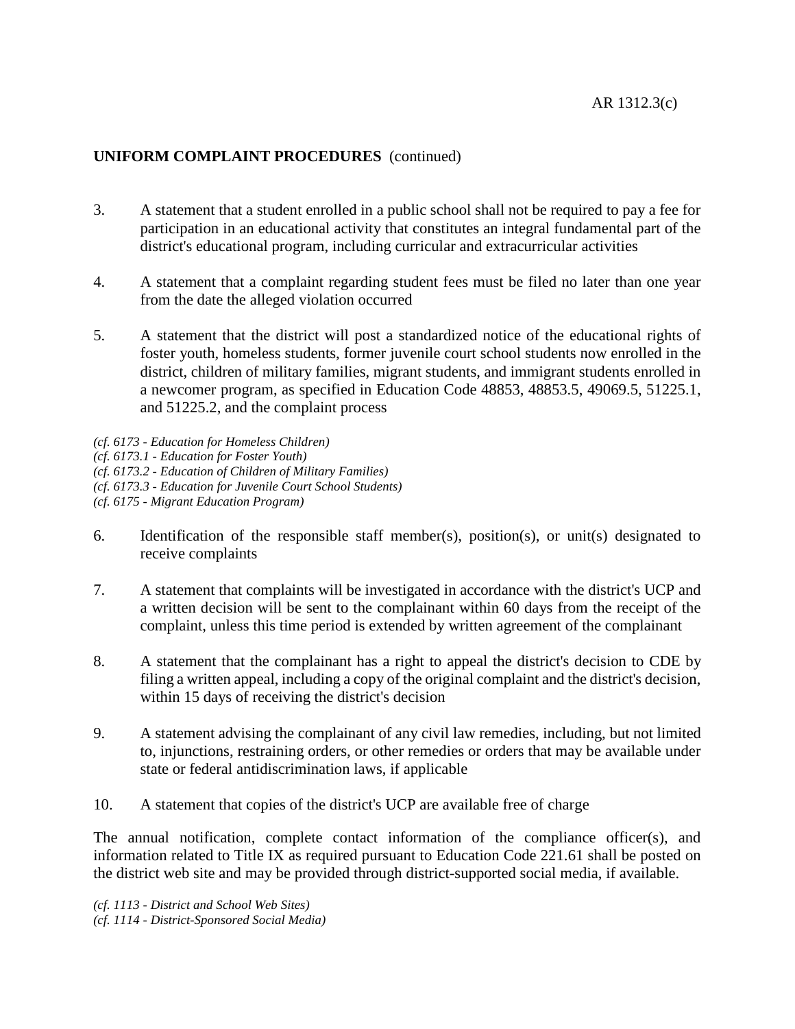**UNIFORM COMPLAINT PROCEDURES** (continued)

3. A statement that a student enrolled in a public school shall not be required to pay a fee for participation in an educational activity that constitutes an integral fundamental part of the district's educational program, including curricular and extracurricular activities

4. A statement that a complaint regarding student fees must be filed no later than one year from the date the alleged violation occurred

5. A statement that the district will post a standardized notice of the educational rights of foster youth, homeless students, former juvenile court school students now enrolled in the district, children of military families, migrant students, and immigrant students enrolled in a newcomer program, as specified in Education Code 48853, 48853.5, 49069.5, 51225.1, and 51225.2, and the complaint process

*(cf. 6173 - Education for Homeless Children)*
*(cf. 6173.1 - Education for Foster Youth)*
*(cf. 6173.2 - Education of Children of Military Families)*
*(cf. 6173.3 - Education for Juvenile Court School Students)*
*(cf. 6175 - Migrant Education Program)*

6. Identification of the responsible staff member(s), position(s), or unit(s) designated to receive complaints

7. A statement that complaints will be investigated in accordance with the district's UCP and a written decision will be sent to the complainant within 60 days from the receipt of the complaint, unless this time period is extended by written agreement of the complainant

8. A statement that the complainant has a right to appeal the district's decision to CDE by filing a written appeal, including a copy of the original complaint and the district's decision, within 15 days of receiving the district's decision

9. A statement advising the complainant of any civil law remedies, including, but not limited to, injunctions, restraining orders, or other remedies or orders that may be available under state or federal antidiscrimination laws, if applicable

10. A statement that copies of the district's UCP are available free of charge

The annual notification, complete contact information of the compliance officer(s), and information related to Title IX as required pursuant to Education Code 221.61 shall be posted on the district web site and may be provided through district-supported social media, if available.

*(cf. 1113 - District and School Web Sites)*
*(cf. 1114 - District-Sponsored Social Media)*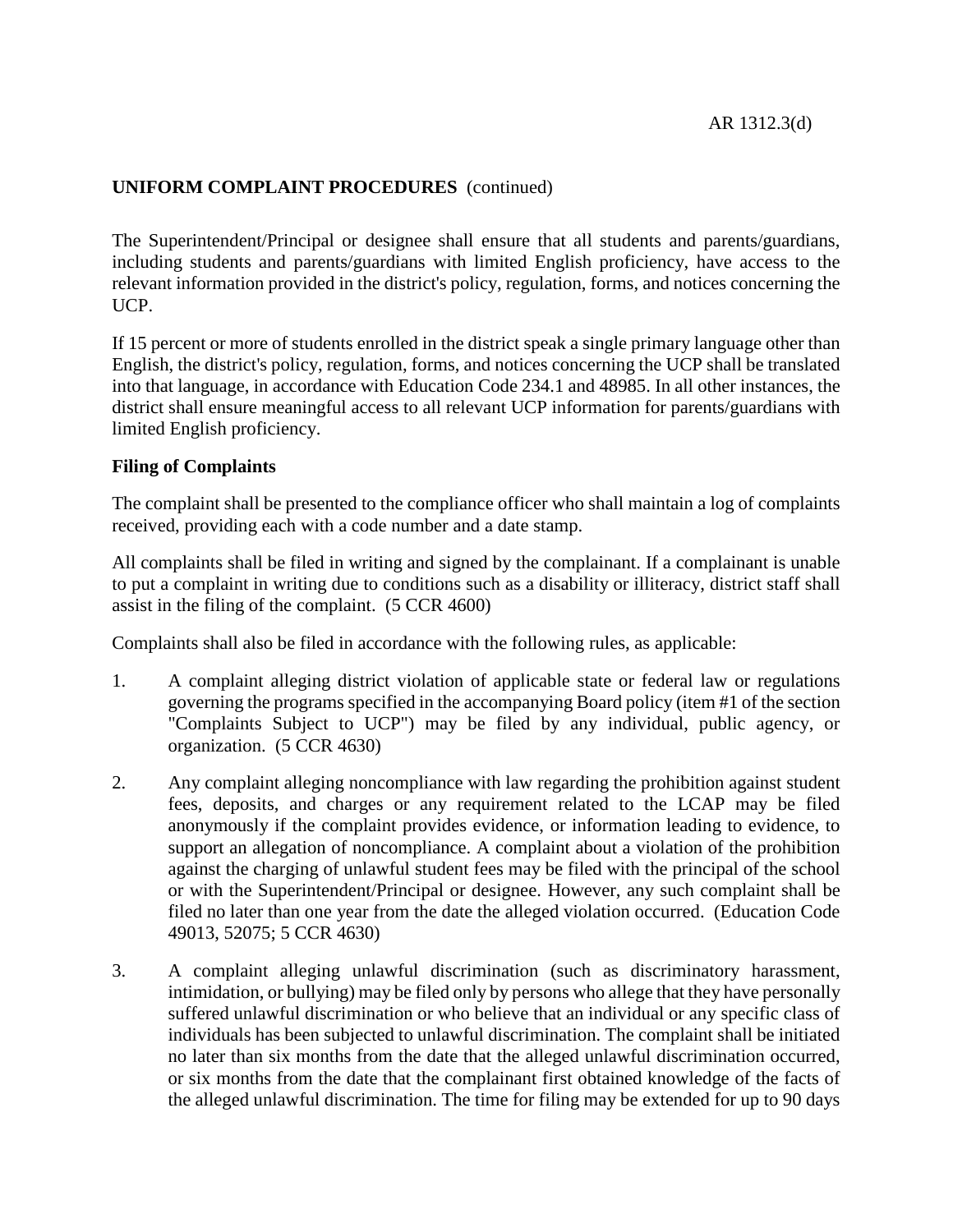**UNIFORM COMPLAINT PROCEDURES** (continued)

The Superintendent/Principal or designee shall ensure that all students and parents/guardians, including students and parents/guardians with limited English proficiency, have access to the relevant information provided in the district's policy, regulation, forms, and notices concerning the UCP.

If 15 percent or more of students enrolled in the district speak a single primary language other than English, the district's policy, regulation, forms, and notices concerning the UCP shall be translated into that language, in accordance with Education Code 234.1 and 48985. In all other instances, the district shall ensure meaningful access to all relevant UCP information for parents/guardians with limited English proficiency.

**Filing of Complaints**

The complaint shall be presented to the compliance officer who shall maintain a log of complaints received, providing each with a code number and a date stamp.

All complaints shall be filed in writing and signed by the complainant. If a complainant is unable to put a complaint in writing due to conditions such as a disability or illiteracy, district staff shall assist in the filing of the complaint. (5 CCR 4600)

Complaints shall also be filed in accordance with the following rules, as applicable:

1. A complaint alleging district violation of applicable state or federal law or regulations governing the programs specified in the accompanying Board policy (item #1 of the section "Complaints Subject to UCP") may be filed by any individual, public agency, or organization. (5 CCR 4630)

2. Any complaint alleging noncompliance with law regarding the prohibition against student fees, deposits, and charges or any requirement related to the LCAP may be filed anonymously if the complaint provides evidence, or information leading to evidence, to support an allegation of noncompliance. A complaint about a violation of the prohibition against the charging of unlawful student fees may be filed with the principal of the school or with the Superintendent/Principal or designee. However, any such complaint shall be filed no later than one year from the date the alleged violation occurred. (Education Code 49013, 52075; 5 CCR 4630)

3. A complaint alleging unlawful discrimination (such as discriminatory harassment, intimidation, or bullying) may be filed only by persons who allege that they have personally suffered unlawful discrimination or who believe that an individual or any specific class of individuals has been subjected to unlawful discrimination. The complaint shall be initiated no later than six months from the date that the alleged unlawful discrimination occurred, or six months from the date that the complainant first obtained knowledge of the facts of the alleged unlawful discrimination. The time for filing may be extended for up to 90 days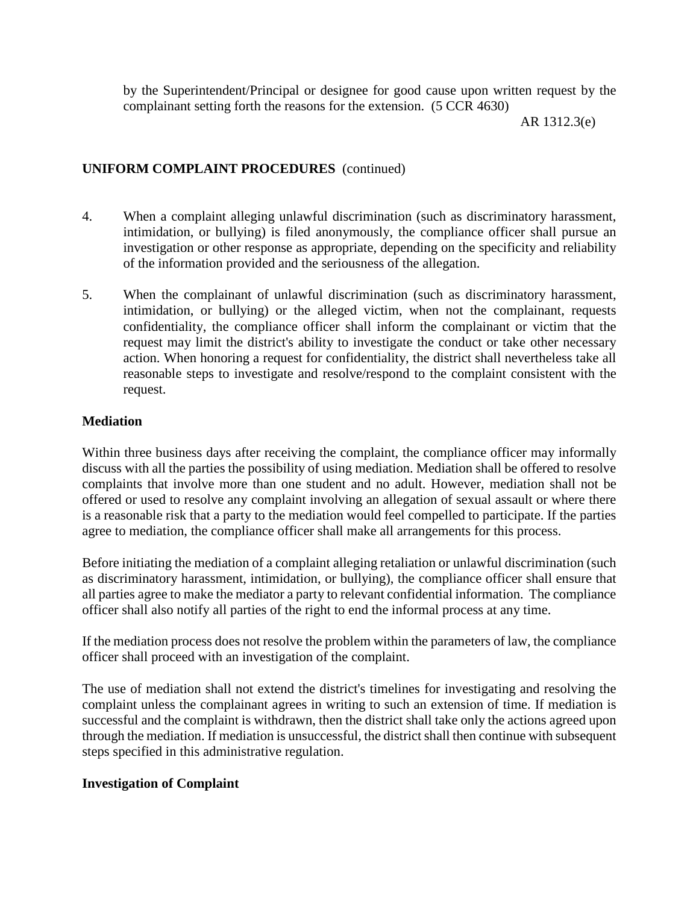by the Superintendent/Principal or designee for good cause upon written request by the complainant setting forth the reasons for the extension. (5 CCR 4630)

**UNIFORM COMPLAINT PROCEDURES** (continued)

4. When a complaint alleging unlawful discrimination (such as discriminatory harassment, intimidation, or bullying) is filed anonymously, the compliance officer shall pursue an investigation or other response as appropriate, depending on the specificity and reliability of the information provided and the seriousness of the allegation.

5. When the complainant of unlawful discrimination (such as discriminatory harassment, intimidation, or bullying) or the alleged victim, when not the complainant, requests confidentiality, the compliance officer shall inform the complainant or victim that the request may limit the district's ability to investigate the conduct or take other necessary action. When honoring a request for confidentiality, the district shall nevertheless take all reasonable steps to investigate and resolve/respond to the complaint consistent with the request.

**Mediation**

Within three business days after receiving the complaint, the compliance officer may informally discuss with all the parties the possibility of using mediation. Mediation shall be offered to resolve complaints that involve more than one student and no adult. However, mediation shall not be offered or used to resolve any complaint involving an allegation of sexual assault or where there is a reasonable risk that a party to the mediation would feel compelled to participate. If the parties agree to mediation, the compliance officer shall make all arrangements for this process.

Before initiating the mediation of a complaint alleging retaliation or unlawful discrimination (such as discriminatory harassment, intimidation, or bullying), the compliance officer shall ensure that all parties agree to make the mediator a party to relevant confidential information. The compliance officer shall also notify all parties of the right to end the informal process at any time.

If the mediation process does not resolve the problem within the parameters of law, the compliance officer shall proceed with an investigation of the complaint.

The use of mediation shall not extend the district's timelines for investigating and resolving the complaint unless the complainant agrees in writing to such an extension of time. If mediation is successful and the complaint is withdrawn, then the district shall take only the actions agreed upon through the mediation. If mediation is unsuccessful, the district shall then continue with subsequent steps specified in this administrative regulation.

**Investigation of Complaint**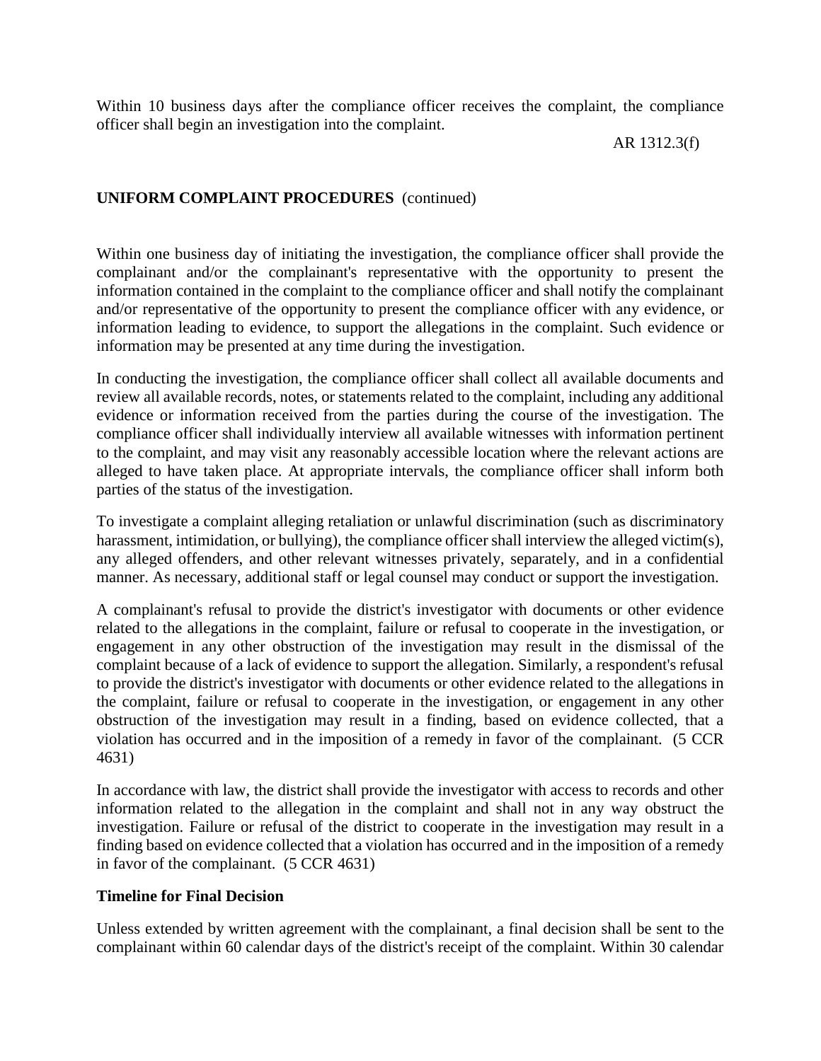Within 10 business days after the compliance officer receives the complaint, the compliance officer shall begin an investigation into the complaint.

Within one business day of initiating the investigation, the compliance officer shall provide the complainant and/or the complainant's representative with the opportunity to present the information contained in the complaint to the compliance officer and shall notify the complainant and/or representative of the opportunity to present the compliance officer with any evidence, or information leading to evidence, to support the allegations in the complaint. Such evidence or information may be presented at any time during the investigation.

In conducting the investigation, the compliance officer shall collect all available documents and review all available records, notes, or statements related to the complaint, including any additional evidence or information received from the parties during the course of the investigation. The compliance officer shall individually interview all available witnesses with information pertinent to the complaint, and may visit any reasonably accessible location where the relevant actions are alleged to have taken place. At appropriate intervals, the compliance officer shall inform both parties of the status of the investigation.

To investigate a complaint alleging retaliation or unlawful discrimination (such as discriminatory harassment, intimidation, or bullying), the compliance officer shall interview the alleged victim(s), any alleged offenders, and other relevant witnesses privately, separately, and in a confidential manner. As necessary, additional staff or legal counsel may conduct or support the investigation.

A complainant's refusal to provide the district's investigator with documents or other evidence related to the allegations in the complaint, failure or refusal to cooperate in the investigation, or engagement in any other obstruction of the investigation may result in the dismissal of the complaint because of a lack of evidence to support the allegation. Similarly, a respondent's refusal to provide the district's investigator with documents or other evidence related to the allegations in the complaint, failure or refusal to cooperate in the investigation, or engagement in any other obstruction of the investigation may result in a finding, based on evidence collected, that a violation has occurred and in the imposition of a remedy in favor of the complainant. (5 CCR 4631)

In accordance with law, the district shall provide the investigator with access to records and other information related to the allegation in the complaint and shall not in any way obstruct the investigation. Failure or refusal of the district to cooperate in the investigation may result in a finding based on evidence collected that a violation has occurred and in the imposition of a remedy in favor of the complainant. (5 CCR 4631)

**Timeline for Final Decision**

Unless extended by written agreement with the complainant, a final decision shall be sent to the complainant within 60 calendar days of the district's receipt of the complaint. Within 30 calendar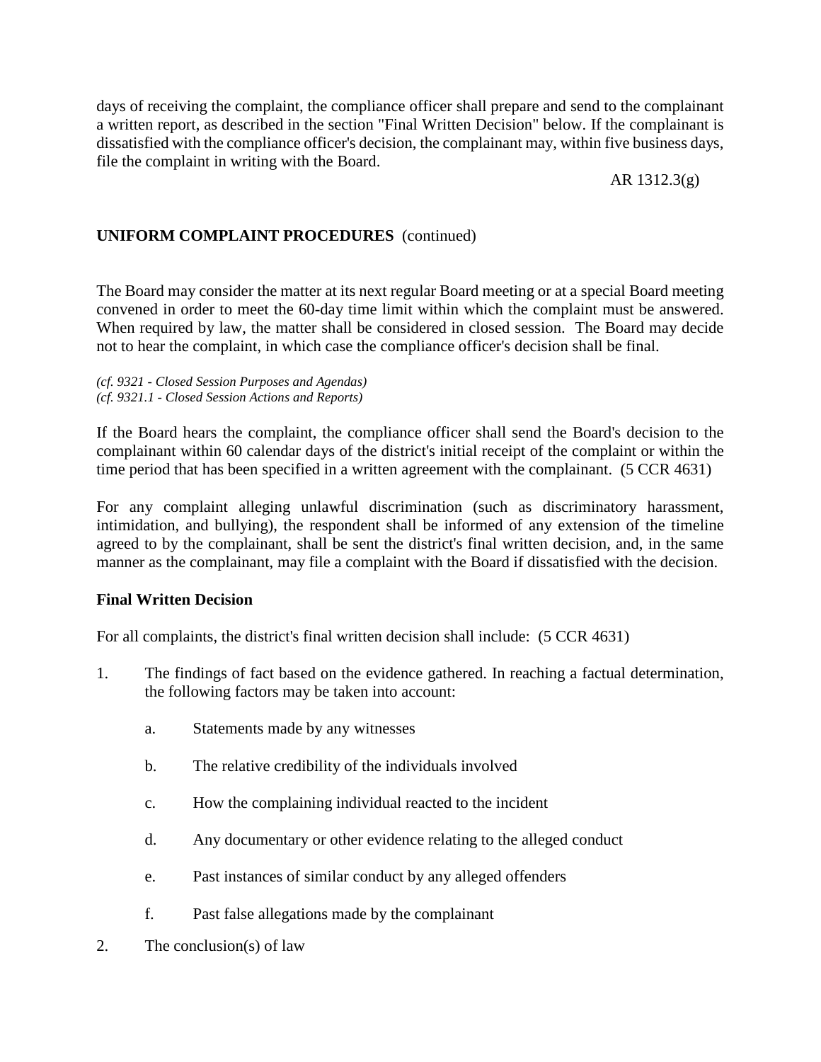days of receiving the complaint, the compliance officer shall prepare and send to the complainant a written report, as described in the section "Final Written Decision" below. If the complainant is dissatisfied with the compliance officer's decision, the complainant may, within five business days, file the complaint in writing with the Board.

The Board may consider the matter at its next regular Board meeting or at a special Board meeting convened in order to meet the 60-day time limit within which the complaint must be answered. When required by law, the matter shall be considered in closed session. The Board may decide not to hear the complaint, in which case the compliance officer's decision shall be final.

*(cf. 9321 - Closed Session Purposes and Agendas)*
*(cf. 9321.1 - Closed Session Actions and Reports)*

If the Board hears the complaint, the compliance officer shall send the Board's decision to the complainant within 60 calendar days of the district's initial receipt of the complaint or within the time period that has been specified in a written agreement with the complainant. (5 CCR 4631)

For any complaint alleging unlawful discrimination (such as discriminatory harassment, intimidation, and bullying), the respondent shall be informed of any extension of the timeline agreed to by the complainant, shall be sent the district's final written decision, and, in the same manner as the complainant, may file a complaint with the Board if dissatisfied with the decision.

**Final Written Decision**

For all complaints, the district's final written decision shall include: (5 CCR 4631)

1. The findings of fact based on the evidence gathered. In reaching a factual determination, the following factors may be taken into account:

   a. Statements made by any witnesses

   b. The relative credibility of the individuals involved

   c. How the complaining individual reacted to the incident

   d. Any documentary or other evidence relating to the alleged conduct

   e. Past instances of similar conduct by any alleged offenders

   f. Past false allegations made by the complainant

2. The conclusion(s) of law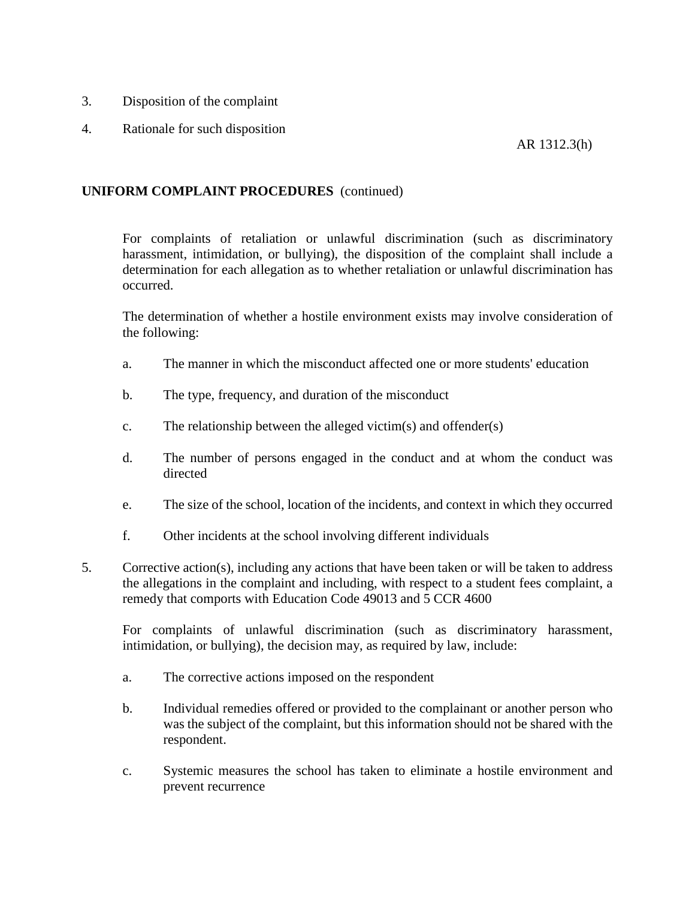3. Disposition of the complaint

4. Rationale for such disposition

**UNIFORM COMPLAINT PROCEDURES** (continued)

For complaints of retaliation or unlawful discrimination (such as discriminatory harassment, intimidation, or bullying), the disposition of the complaint shall include a determination for each allegation as to whether retaliation or unlawful discrimination has occurred.

The determination of whether a hostile environment exists may involve consideration of the following:

a. The manner in which the misconduct affected one or more students' education

b. The type, frequency, and duration of the misconduct

c. The relationship between the alleged victim(s) and offender(s)

d. The number of persons engaged in the conduct and at whom the conduct was directed

e. The size of the school, location of the incidents, and context in which they occurred

f. Other incidents at the school involving different individuals

5. Corrective action(s), including any actions that have been taken or will be taken to address the allegations in the complaint and including, with respect to a student fees complaint, a remedy that comports with Education Code 49013 and 5 CCR 4600

For complaints of unlawful discrimination (such as discriminatory harassment, intimidation, or bullying), the decision may, as required by law, include:

a. The corrective actions imposed on the respondent

b. Individual remedies offered or provided to the complainant or another person who was the subject of the complaint, but this information should not be shared with the respondent.

c. Systemic measures the school has taken to eliminate a hostile environment and prevent recurrence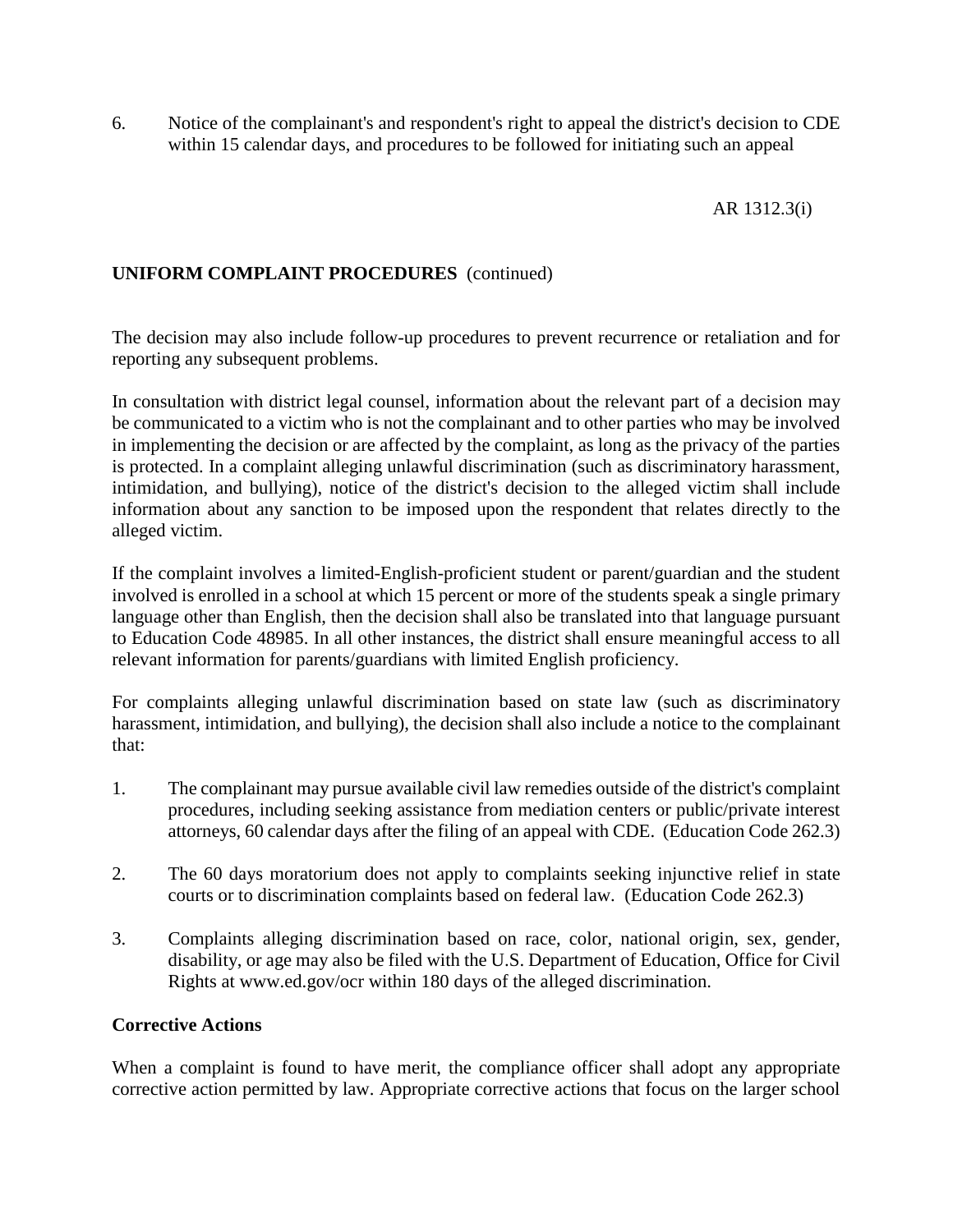6. Notice of the complainant's and respondent's right to appeal the district's decision to CDE within 15 calendar days, and procedures to be followed for initiating such an appeal

**UNIFORM COMPLAINT PROCEDURES** (continued)

The decision may also include follow-up procedures to prevent recurrence or retaliation and for reporting any subsequent problems.

In consultation with district legal counsel, information about the relevant part of a decision may be communicated to a victim who is not the complainant and to other parties who may be involved in implementing the decision or are affected by the complaint, as long as the privacy of the parties is protected. In a complaint alleging unlawful discrimination (such as discriminatory harassment, intimidation, and bullying), notice of the district's decision to the alleged victim shall include information about any sanction to be imposed upon the respondent that relates directly to the alleged victim.

If the complaint involves a limited-English-proficient student or parent/guardian and the student involved is enrolled in a school at which 15 percent or more of the students speak a single primary language other than English, then the decision shall also be translated into that language pursuant to Education Code 48985. In all other instances, the district shall ensure meaningful access to all relevant information for parents/guardians with limited English proficiency.

For complaints alleging unlawful discrimination based on state law (such as discriminatory harassment, intimidation, and bullying), the decision shall also include a notice to the complainant that:

1. The complainant may pursue available civil law remedies outside of the district's complaint procedures, including seeking assistance from mediation centers or public/private interest attorneys, 60 calendar days after the filing of an appeal with CDE. (Education Code 262.3)

2. The 60 days moratorium does not apply to complaints seeking injunctive relief in state courts or to discrimination complaints based on federal law. (Education Code 262.3)

3. Complaints alleging discrimination based on race, color, national origin, sex, gender, disability, or age may also be filed with the U.S. Department of Education, Office for Civil Rights at www.ed.gov/ocr within 180 days of the alleged discrimination.

**Corrective Actions**

When a complaint is found to have merit, the compliance officer shall adopt any appropriate corrective action permitted by law. Appropriate corrective actions that focus on the larger school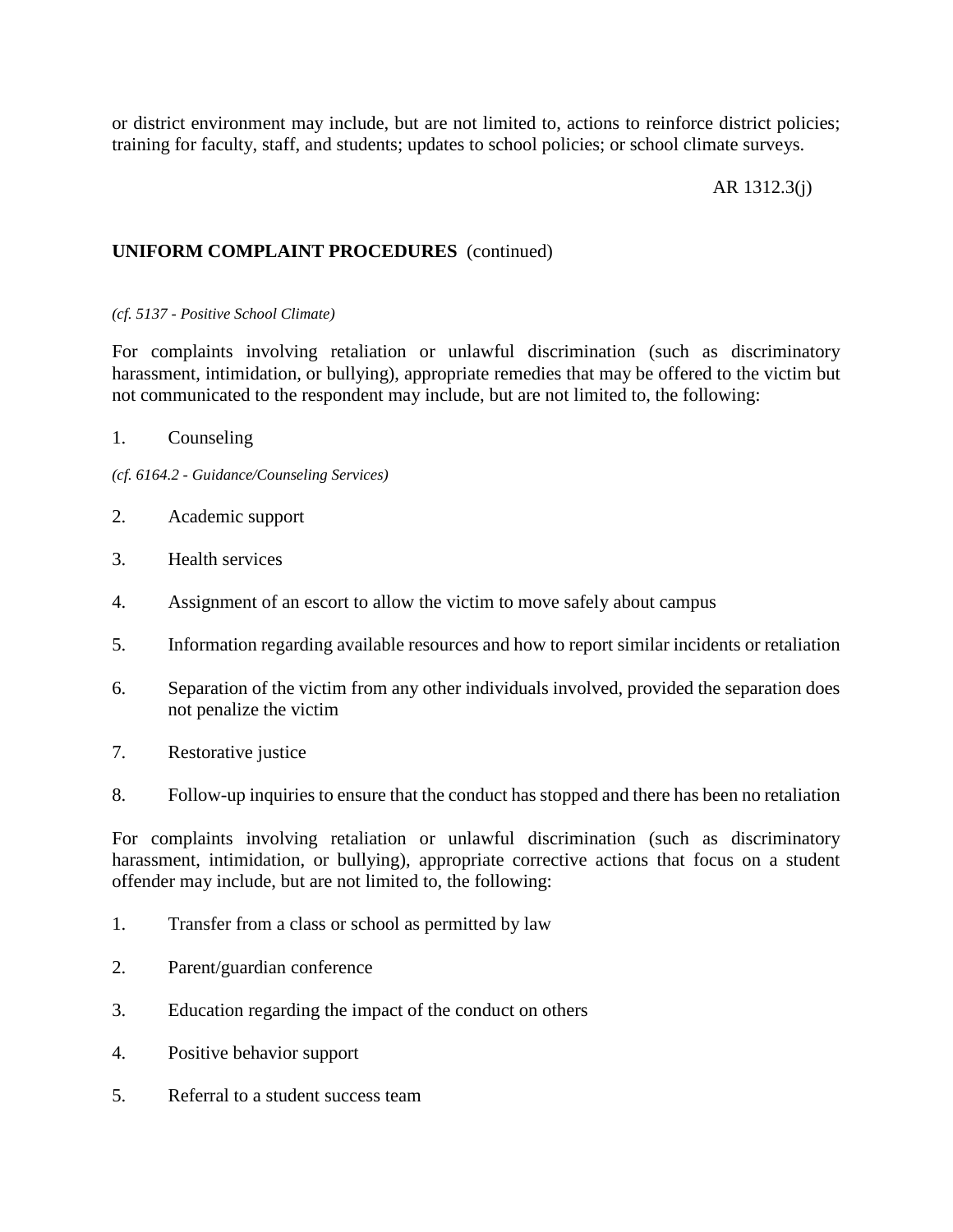or district environment may include, but are not limited to, actions to reinforce district policies; training for faculty, staff, and students; updates to school policies; or school climate surveys.

*(cf. 5137 - Positive School Climate)*

For complaints involving retaliation or unlawful discrimination (such as discriminatory harassment, intimidation, or bullying), appropriate remedies that may be offered to the victim but not communicated to the respondent may include, but are not limited to, the following:

1. Counseling

*(cf. 6164.2 - Guidance/Counseling Services)*

2. Academic support

3. Health services

4. Assignment of an escort to allow the victim to move safely about campus

5. Information regarding available resources and how to report similar incidents or retaliation

6. Separation of the victim from any other individuals involved, provided the separation does not penalize the victim

7. Restorative justice

8. Follow-up inquiries to ensure that the conduct has stopped and there has been no retaliation

For complaints involving retaliation or unlawful discrimination (such as discriminatory harassment, intimidation, or bullying), appropriate corrective actions that focus on a student offender may include, but are not limited to, the following:

1. Transfer from a class or school as permitted by law

2. Parent/guardian conference

3. Education regarding the impact of the conduct on others

4. Positive behavior support

5. Referral to a student success team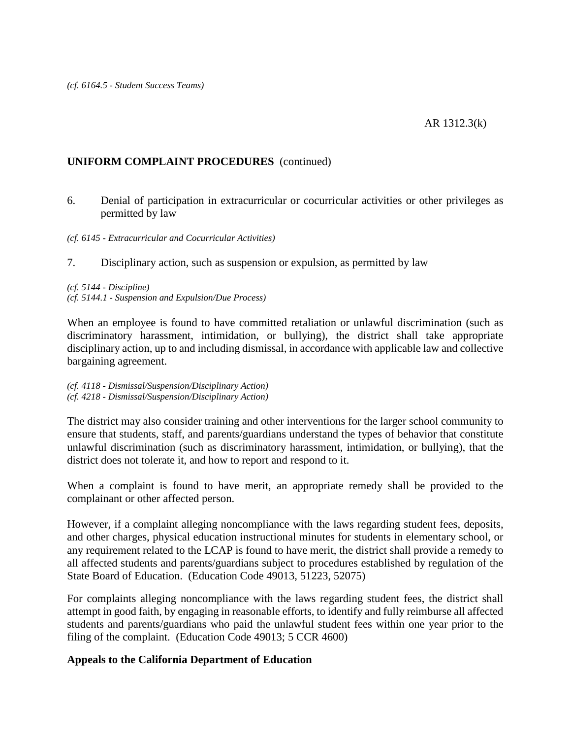*(cf. 6164.5 - Student Success Teams)*

**UNIFORM COMPLAINT PROCEDURES** (continued)

6. Denial of participation in extracurricular or cocurricular activities or other privileges as permitted by law

*(cf. 6145 - Extracurricular and Cocurricular Activities)*

7. Disciplinary action, such as suspension or expulsion, as permitted by law

*(cf. 5144 - Discipline)*
*(cf. 5144.1 - Suspension and Expulsion/Due Process)*

When an employee is found to have committed retaliation or unlawful discrimination (such as discriminatory harassment, intimidation, or bullying), the district shall take appropriate disciplinary action, up to and including dismissal, in accordance with applicable law and collective bargaining agreement.

*(cf. 4118 - Dismissal/Suspension/Disciplinary Action)*
*(cf. 4218 - Dismissal/Suspension/Disciplinary Action)*

The district may also consider training and other interventions for the larger school community to ensure that students, staff, and parents/guardians understand the types of behavior that constitute unlawful discrimination (such as discriminatory harassment, intimidation, or bullying), that the district does not tolerate it, and how to report and respond to it.

When a complaint is found to have merit, an appropriate remedy shall be provided to the complainant or other affected person.

However, if a complaint alleging noncompliance with the laws regarding student fees, deposits, and other charges, physical education instructional minutes for students in elementary school, or any requirement related to the LCAP is found to have merit, the district shall provide a remedy to all affected students and parents/guardians subject to procedures established by regulation of the State Board of Education. (Education Code 49013, 51223, 52075)

For complaints alleging noncompliance with the laws regarding student fees, the district shall attempt in good faith, by engaging in reasonable efforts, to identify and fully reimburse all affected students and parents/guardians who paid the unlawful student fees within one year prior to the filing of the complaint. (Education Code 49013; 5 CCR 4600)

**Appeals to the California Department of Education**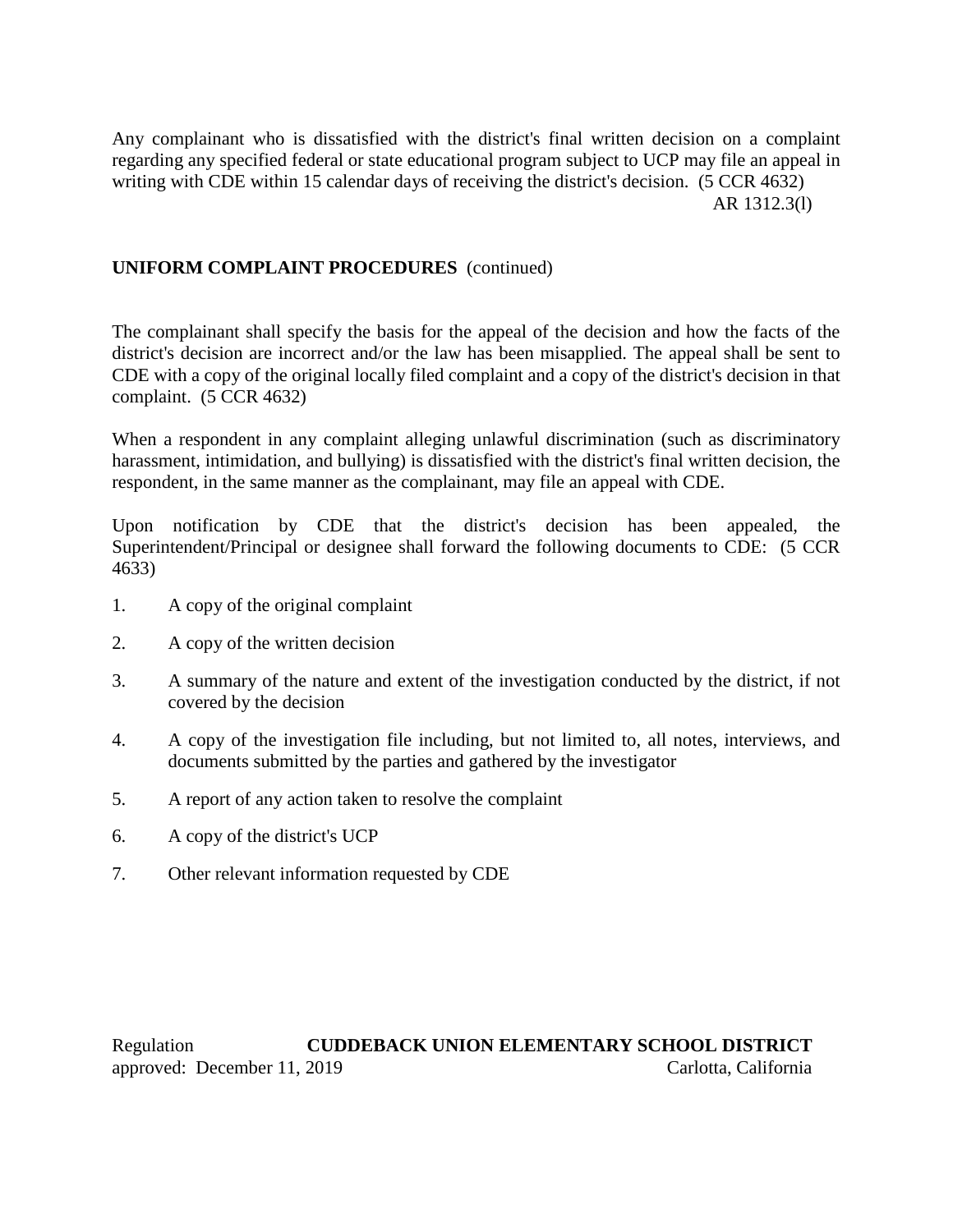Any complainant who is dissatisfied with the district's final written decision on a complaint regarding any specified federal or state educational program subject to UCP may file an appeal in writing with CDE within 15 calendar days of receiving the district's decision. (5 CCR 4632)

**UNIFORM COMPLAINT PROCEDURES** (continued)

The complainant shall specify the basis for the appeal of the decision and how the facts of the district's decision are incorrect and/or the law has been misapplied. The appeal shall be sent to CDE with a copy of the original locally filed complaint and a copy of the district's decision in that complaint. (5 CCR 4632)

When a respondent in any complaint alleging unlawful discrimination (such as discriminatory harassment, intimidation, and bullying) is dissatisfied with the district's final written decision, the respondent, in the same manner as the complainant, may file an appeal with CDE.

Upon notification by CDE that the district's decision has been appealed, the Superintendent/Principal or designee shall forward the following documents to CDE: (5 CCR 4633)

1. A copy of the original complaint
2. A copy of the written decision
3. A summary of the nature and extent of the investigation conducted by the district, if not covered by the decision
4. A copy of the investigation file including, but not limited to, all notes, interviews, and documents submitted by the parties and gathered by the investigator
5. A report of any action taken to resolve the complaint
6. A copy of the district's UCP
7. Other relevant information requested by CDE

Regulation approved: December 11, 2019

**CUDDEBACK UNION ELEMENTARY SCHOOL DISTRICT**
Carlotta, California